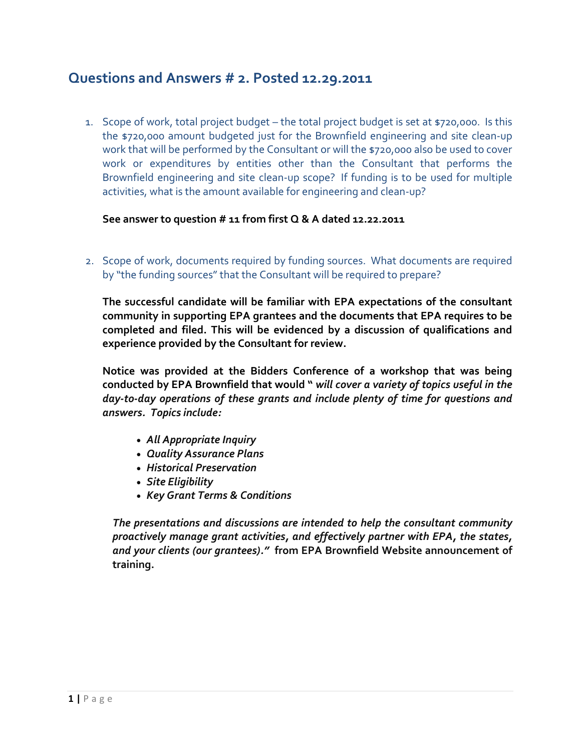## Questions and Answers # 2. Posted 12.29.2011

1. Scope of work, total project budget – the total project budget is set at $720,000. Is this the $720,000 amount budgeted just for the Brownfield engineering and site clean-up work that will be performed by the Consultant or will the $720,000 also be used to cover work or expenditures by entities other than the Consultant that performs the Brownfield engineering and site clean-up scope? If funding is to be used for multiple activities, what is the amount available for engineering and clean-up?

   **See answer to question # 11 from first Q & A dated 12.22.2011**

2. Scope of work, documents required by funding sources. What documents are required by "the funding sources" that the Consultant will be required to prepare?

   **The successful candidate will be familiar with EPA expectations of the consultant community in supporting EPA grantees and the documents that EPA requires to be completed and filed. This will be evidenced by a discussion of qualifications and experience provided by the Consultant for review.**

   **Notice was provided at the Bidders Conference of a workshop that was being conducted by EPA Brownfield that would "** ***will cover a variety of topics useful in the day-to-day operations of these grants and include plenty of time for questions and answers. Topics include:***

   - ***All Appropriate Inquiry***
   - ***Quality Assurance Plans***
   - ***Historical Preservation***
   - ***Site Eligibility***
   - ***Key Grant Terms & Conditions***

   ***The presentations and discussions are intended to help the consultant community proactively manage grant activities, and effectively partner with EPA, the states, and your clients (our grantees)."*** **from EPA Brownfield Website announcement of training.**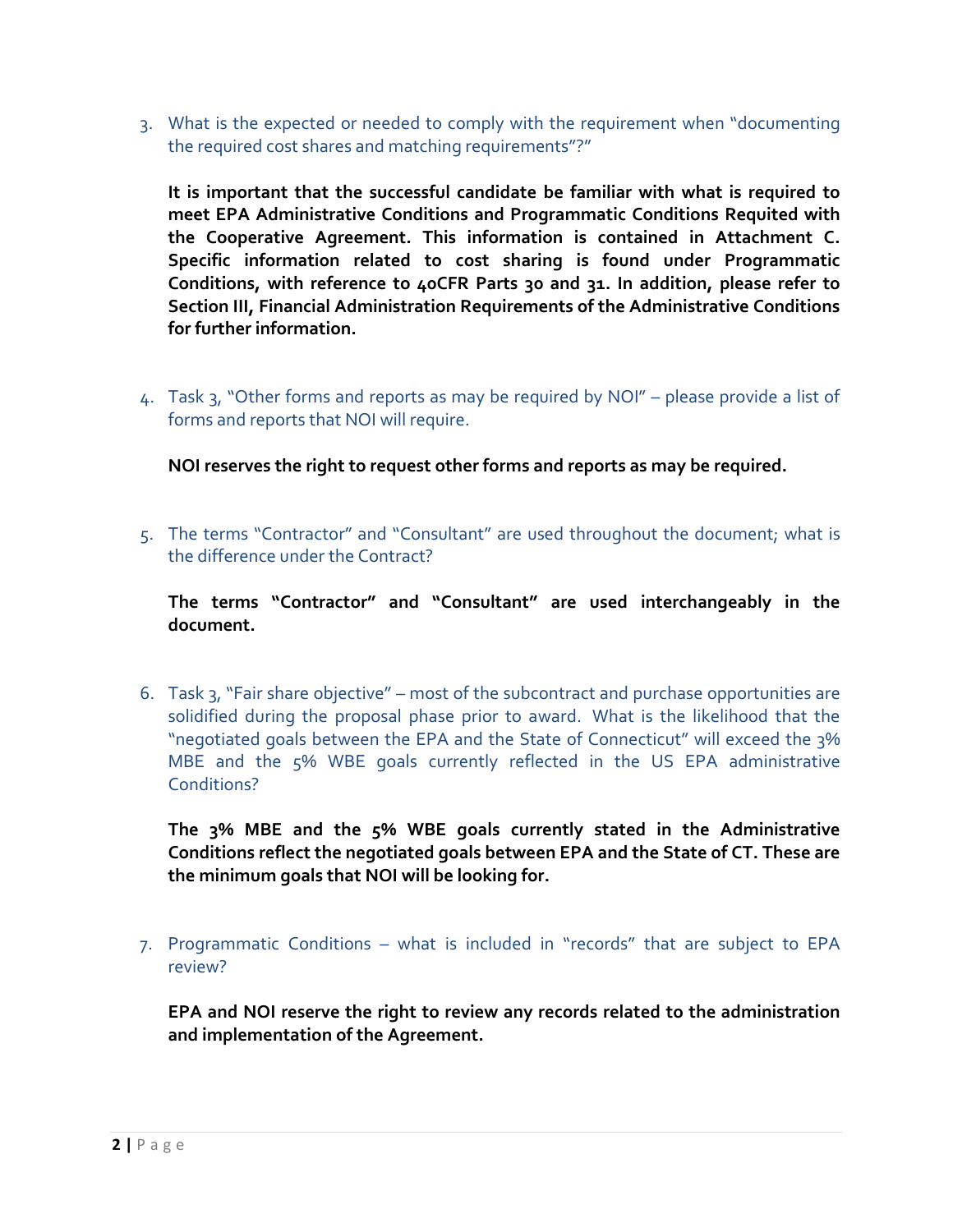3. What is the expected or needed to comply with the requirement when "documenting the required cost shares and matching requirements"?"

   **It is important that the successful candidate be familiar with what is required to meet EPA Administrative Conditions and Programmatic Conditions Requited with the Cooperative Agreement. This information is contained in Attachment C. Specific information related to cost sharing is found under Programmatic Conditions, with reference to 40CFR Parts 30 and 31. In addition, please refer to Section III, Financial Administration Requirements of the Administrative Conditions for further information.**

4. Task 3, "Other forms and reports as may be required by NOI" – please provide a list of forms and reports that NOI will require.

   **NOI reserves the right to request other forms and reports as may be required.**

5. The terms "Contractor" and "Consultant" are used throughout the document; what is the difference under the Contract?

   **The terms "Contractor" and "Consultant" are used interchangeably in the document.**

6. Task 3, "Fair share objective" – most of the subcontract and purchase opportunities are solidified during the proposal phase prior to award. What is the likelihood that the "negotiated goals between the EPA and the State of Connecticut" will exceed the 3% MBE and the 5% WBE goals currently reflected in the US EPA administrative Conditions?

   **The 3% MBE and the 5% WBE goals currently stated in the Administrative Conditions reflect the negotiated goals between EPA and the State of CT. These are the minimum goals that NOI will be looking for.**

7. Programmatic Conditions – what is included in "records" that are subject to EPA review?

   **EPA and NOI reserve the right to review any records related to the administration and implementation of the Agreement.**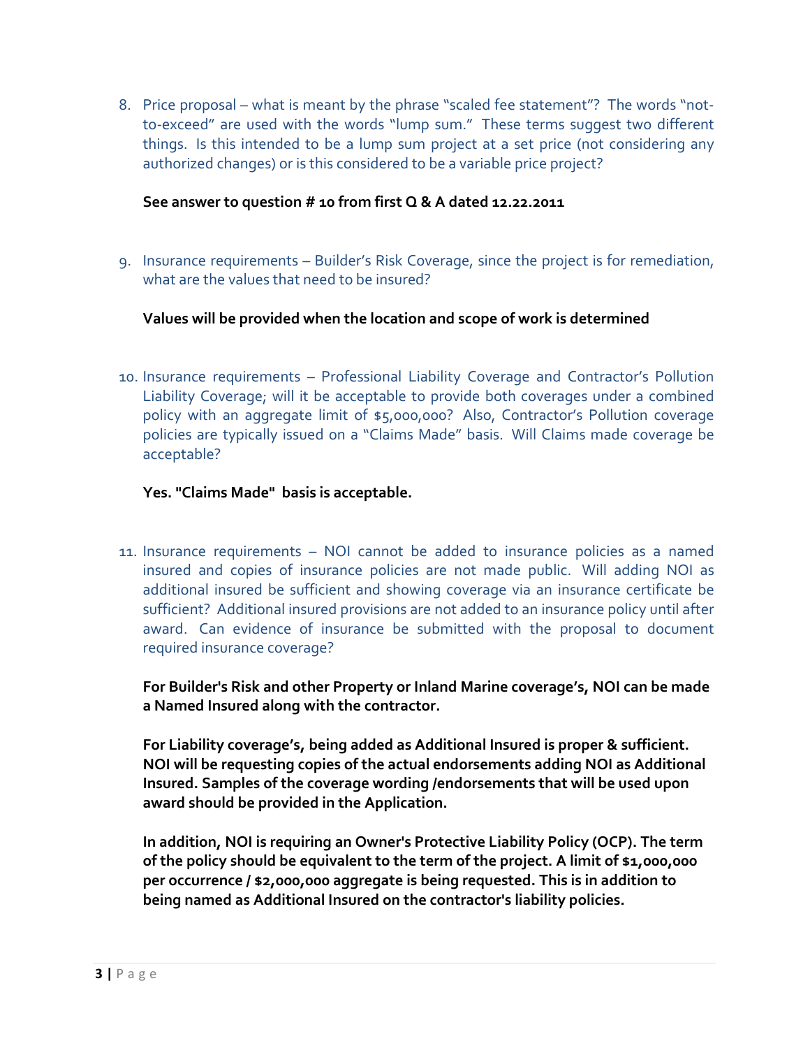8. Price proposal – what is meant by the phrase "scaled fee statement"? The words "not-to-exceed" are used with the words "lump sum." These terms suggest two different things. Is this intended to be a lump sum project at a set price (not considering any authorized changes) or is this considered to be a variable price project?

   **See answer to question # 10 from first Q & A dated 12.22.2011**

9. Insurance requirements – Builder's Risk Coverage, since the project is for remediation, what are the values that need to be insured?

   **Values will be provided when the location and scope of work is determined**

10. Insurance requirements – Professional Liability Coverage and Contractor's Pollution Liability Coverage; will it be acceptable to provide both coverages under a combined policy with an aggregate limit of $5,000,000? Also, Contractor's Pollution coverage policies are typically issued on a "Claims Made" basis. Will Claims made coverage be acceptable?

    **Yes. "Claims Made" basis is acceptable.**

11. Insurance requirements – NOI cannot be added to insurance policies as a named insured and copies of insurance policies are not made public. Will adding NOI as additional insured be sufficient and showing coverage via an insurance certificate be sufficient? Additional insured provisions are not added to an insurance policy until after award. Can evidence of insurance be submitted with the proposal to document required insurance coverage?

    **For Builder's Risk and other Property or Inland Marine coverage's, NOI can be made a Named Insured along with the contractor.**

    **For Liability coverage's, being added as Additional Insured is proper & sufficient. NOI will be requesting copies of the actual endorsements adding NOI as Additional Insured. Samples of the coverage wording /endorsements that will be used upon award should be provided in the Application.**

    **In addition, NOI is requiring an Owner's Protective Liability Policy (OCP). The term of the policy should be equivalent to the term of the project. A limit of $1,000,000 per occurrence / $2,000,000 aggregate is being requested. This is in addition to being named as Additional Insured on the contractor's liability policies.**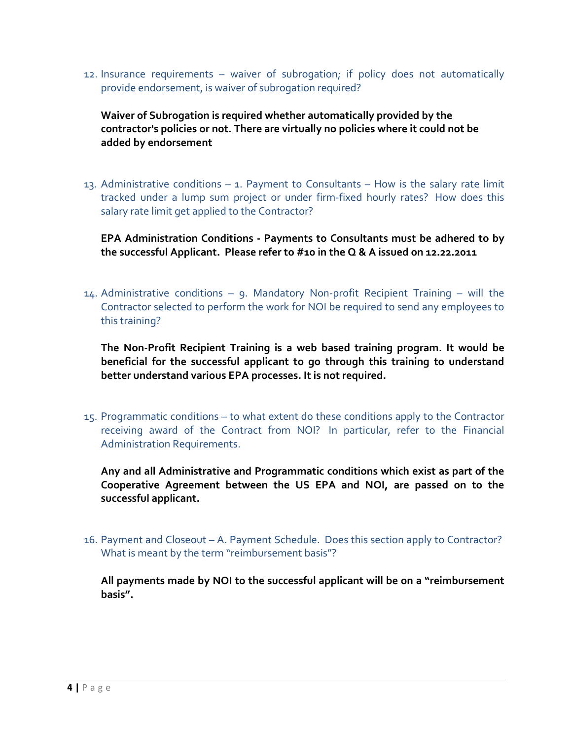12. Insurance requirements – waiver of subrogation; if policy does not automatically provide endorsement, is waiver of subrogation required?

    **Waiver of Subrogation is required whether automatically provided by the contractor's policies or not. There are virtually no policies where it could not be added by endorsement**

13. Administrative conditions – 1. Payment to Consultants – How is the salary rate limit tracked under a lump sum project or under firm-fixed hourly rates? How does this salary rate limit get applied to the Contractor?

    **EPA Administration Conditions - Payments to Consultants must be adhered to by the successful Applicant. Please refer to #10 in the Q & A issued on 12.22.2011**

14. Administrative conditions – 9. Mandatory Non-profit Recipient Training – will the Contractor selected to perform the work for NOI be required to send any employees to this training?

    **The Non-Profit Recipient Training is a web based training program. It would be beneficial for the successful applicant to go through this training to understand better understand various EPA processes. It is not required.**

15. Programmatic conditions – to what extent do these conditions apply to the Contractor receiving award of the Contract from NOI? In particular, refer to the Financial Administration Requirements.

    **Any and all Administrative and Programmatic conditions which exist as part of the Cooperative Agreement between the US EPA and NOI, are passed on to the successful applicant.**

16. Payment and Closeout – A. Payment Schedule. Does this section apply to Contractor? What is meant by the term "reimbursement basis"?

    **All payments made by NOI to the successful applicant will be on a "reimbursement basis".**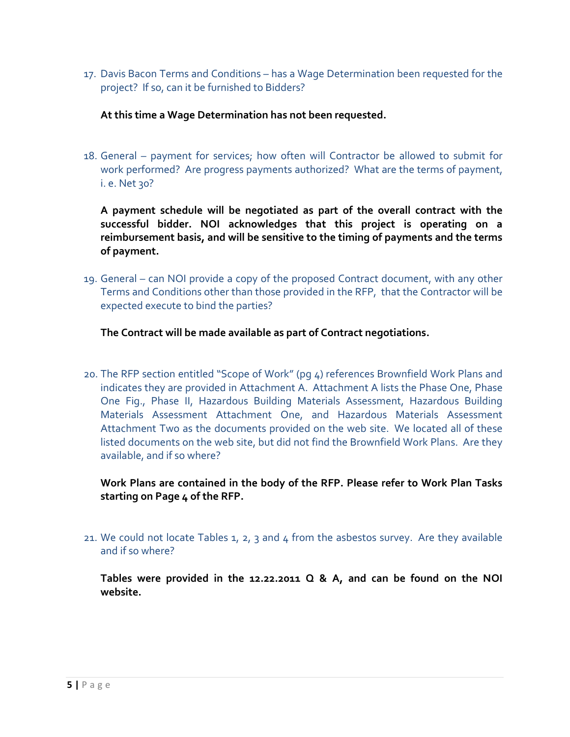17. Davis Bacon Terms and Conditions – has a Wage Determination been requested for the project? If so, can it be furnished to Bidders?

    **At this time a Wage Determination has not been requested.**

18. General – payment for services; how often will Contractor be allowed to submit for work performed? Are progress payments authorized? What are the terms of payment, i. e. Net 30?

    **A payment schedule will be negotiated as part of the overall contract with the successful bidder. NOI acknowledges that this project is operating on a reimbursement basis, and will be sensitive to the timing of payments and the terms of payment.**

19. General – can NOI provide a copy of the proposed Contract document, with any other Terms and Conditions other than those provided in the RFP, that the Contractor will be expected execute to bind the parties?

    **The Contract will be made available as part of Contract negotiations.**

20. The RFP section entitled "Scope of Work" (pg 4) references Brownfield Work Plans and indicates they are provided in Attachment A. Attachment A lists the Phase One, Phase One Fig., Phase II, Hazardous Building Materials Assessment, Hazardous Building Materials Assessment Attachment One, and Hazardous Materials Assessment Attachment Two as the documents provided on the web site. We located all of these listed documents on the web site, but did not find the Brownfield Work Plans. Are they available, and if so where?

    **Work Plans are contained in the body of the RFP. Please refer to Work Plan Tasks starting on Page 4 of the RFP.**

21. We could not locate Tables 1, 2, 3 and 4 from the asbestos survey. Are they available and if so where?

    **Tables were provided in the 12.22.2011 Q & A, and can be found on the NOI website.**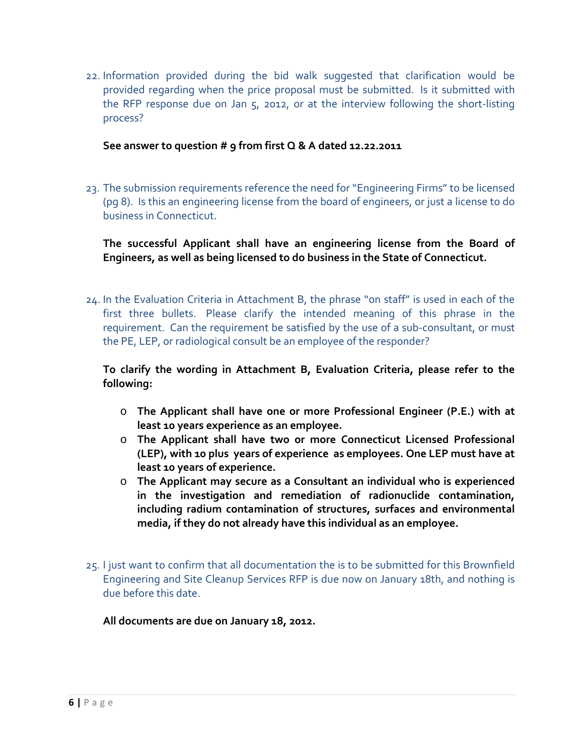22. Information provided during the bid walk suggested that clarification would be provided regarding when the price proposal must be submitted. Is it submitted with the RFP response due on Jan 5, 2012, or at the interview following the short-listing process?

    **See answer to question # 9 from first Q & A dated 12.22.2011**

23. The submission requirements reference the need for "Engineering Firms" to be licensed (pg 8). Is this an engineering license from the board of engineers, or just a license to do business in Connecticut.

    **The successful Applicant shall have an engineering license from the Board of Engineers, as well as being licensed to do business in the State of Connecticut.**

24. In the Evaluation Criteria in Attachment B, the phrase "on staff" is used in each of the first three bullets. Please clarify the intended meaning of this phrase in the requirement. Can the requirement be satisfied by the use of a sub-consultant, or must the PE, LEP, or radiological consult be an employee of the responder?

    **To clarify the wording in Attachment B, Evaluation Criteria, please refer to the following:**

    - **The Applicant shall have one or more Professional Engineer (P.E.) with at least 10 years experience as an employee.**
    - **The Applicant shall have two or more Connecticut Licensed Professional (LEP), with 10 plus years of experience as employees. One LEP must have at least 10 years of experience.**
    - **The Applicant may secure as a Consultant an individual who is experienced in the investigation and remediation of radionuclide contamination, including radium contamination of structures, surfaces and environmental media, if they do not already have this individual as an employee.**

25. I just want to confirm that all documentation the is to be submitted for this Brownfield Engineering and Site Cleanup Services RFP is due now on January 18th, and nothing is due before this date.

    **All documents are due on January 18, 2012.**